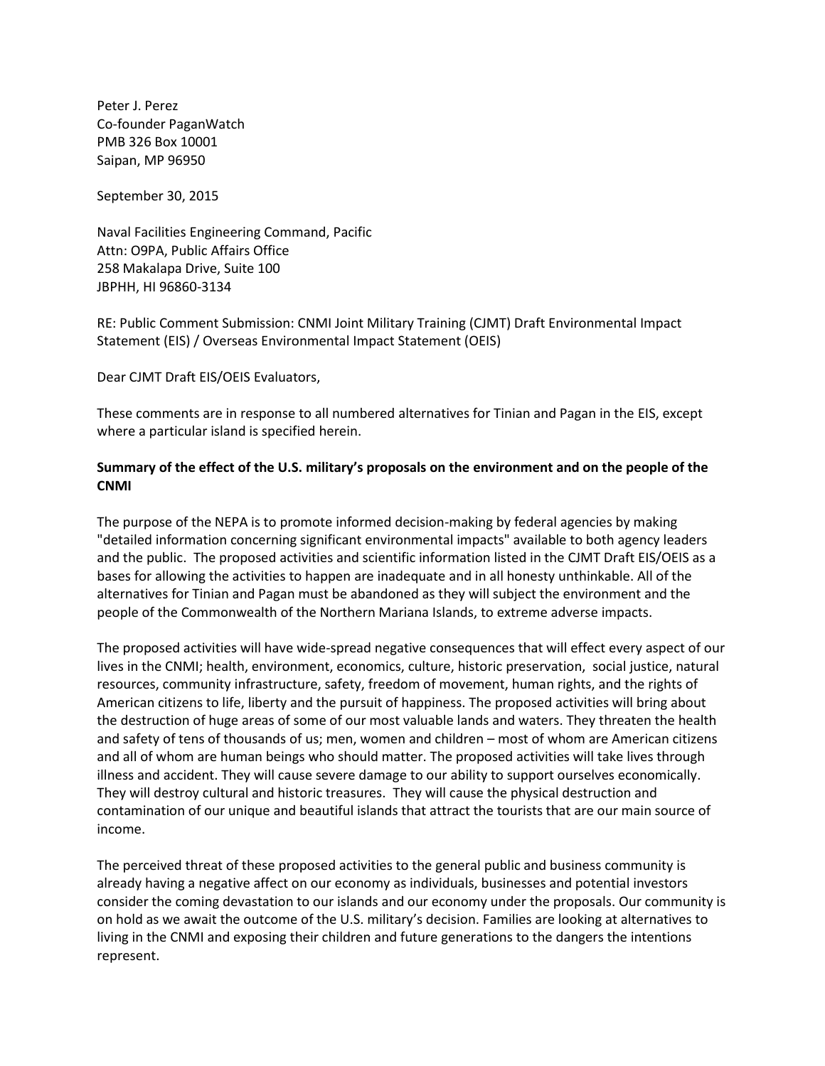Peter J. Perez
Co-founder PaganWatch
PMB 326 Box 10001
Saipan, MP 96950

September 30, 2015

Naval Facilities Engineering Command, Pacific
Attn: O9PA, Public Affairs Office
258 Makalapa Drive, Suite 100
JBPHH, HI 96860-3134

RE: Public Comment Submission: CNMI Joint Military Training (CJMT) Draft Environmental Impact Statement (EIS) / Overseas Environmental Impact Statement (OEIS)

Dear CJMT Draft EIS/OEIS Evaluators,

These comments are in response to all numbered alternatives for Tinian and Pagan in the EIS, except where a particular island is specified herein.

**Summary of the effect of the U.S. military's proposals on the environment and on the people of the CNMI**

The purpose of the NEPA is to promote informed decision-making by federal agencies by making "detailed information concerning significant environmental impacts" available to both agency leaders and the public. The proposed activities and scientific information listed in the CJMT Draft EIS/OEIS as a bases for allowing the activities to happen are inadequate and in all honesty unthinkable. All of the alternatives for Tinian and Pagan must be abandoned as they will subject the environment and the people of the Commonwealth of the Northern Mariana Islands, to extreme adverse impacts.

The proposed activities will have wide-spread negative consequences that will effect every aspect of our lives in the CNMI; health, environment, economics, culture, historic preservation, social justice, natural resources, community infrastructure, safety, freedom of movement, human rights, and the rights of American citizens to life, liberty and the pursuit of happiness. The proposed activities will bring about the destruction of huge areas of some of our most valuable lands and waters. They threaten the health and safety of tens of thousands of us; men, women and children – most of whom are American citizens and all of whom are human beings who should matter. The proposed activities will take lives through illness and accident. They will cause severe damage to our ability to support ourselves economically. They will destroy cultural and historic treasures. They will cause the physical destruction and contamination of our unique and beautiful islands that attract the tourists that are our main source of income.

The perceived threat of these proposed activities to the general public and business community is already having a negative affect on our economy as individuals, businesses and potential investors consider the coming devastation to our islands and our economy under the proposals. Our community is on hold as we await the outcome of the U.S. military's decision. Families are looking at alternatives to living in the CNMI and exposing their children and future generations to the dangers the intentions represent.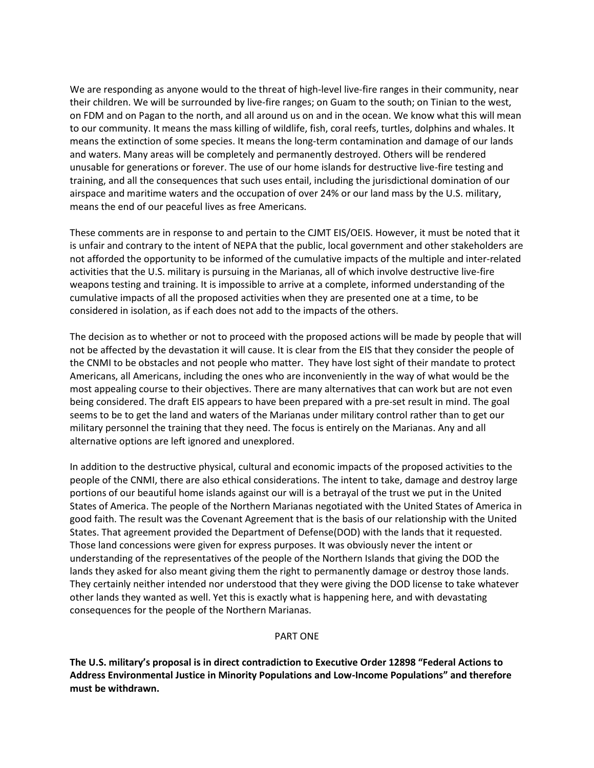We are responding as anyone would to the threat of high-level live-fire ranges in their community, near their children. We will be surrounded by live-fire ranges; on Guam to the south; on Tinian to the west, on FDM and on Pagan to the north, and all around us on and in the ocean. We know what this will mean to our community. It means the mass killing of wildlife, fish, coral reefs, turtles, dolphins and whales. It means the extinction of some species. It means the long-term contamination and damage of our lands and waters. Many areas will be completely and permanently destroyed. Others will be rendered unusable for generations or forever. The use of our home islands for destructive live-fire testing and training, and all the consequences that such uses entail, including the jurisdictional domination of our airspace and maritime waters and the occupation of over 24% or our land mass by the U.S. military, means the end of our peaceful lives as free Americans.

These comments are in response to and pertain to the CJMT EIS/OEIS. However, it must be noted that it is unfair and contrary to the intent of NEPA that the public, local government and other stakeholders are not afforded the opportunity to be informed of the cumulative impacts of the multiple and inter-related activities that the U.S. military is pursuing in the Marianas, all of which involve destructive live-fire weapons testing and training. It is impossible to arrive at a complete, informed understanding of the cumulative impacts of all the proposed activities when they are presented one at a time, to be considered in isolation, as if each does not add to the impacts of the others.

The decision as to whether or not to proceed with the proposed actions will be made by people that will not be affected by the devastation it will cause. It is clear from the EIS that they consider the people of the CNMI to be obstacles and not people who matter. They have lost sight of their mandate to protect Americans, all Americans, including the ones who are inconveniently in the way of what would be the most appealing course to their objectives. There are many alternatives that can work but are not even being considered. The draft EIS appears to have been prepared with a pre-set result in mind. The goal seems to be to get the land and waters of the Marianas under military control rather than to get our military personnel the training that they need. The focus is entirely on the Marianas. Any and all alternative options are left ignored and unexplored.

In addition to the destructive physical, cultural and economic impacts of the proposed activities to the people of the CNMI, there are also ethical considerations. The intent to take, damage and destroy large portions of our beautiful home islands against our will is a betrayal of the trust we put in the United States of America. The people of the Northern Marianas negotiated with the United States of America in good faith. The result was the Covenant Agreement that is the basis of our relationship with the United States. That agreement provided the Department of Defense(DOD) with the lands that it requested. Those land concessions were given for express purposes. It was obviously never the intent or understanding of the representatives of the people of the Northern Islands that giving the DOD the lands they asked for also meant giving them the right to permanently damage or destroy those lands. They certainly neither intended nor understood that they were giving the DOD license to take whatever other lands they wanted as well. Yet this is exactly what is happening here, and with devastating consequences for the people of the Northern Marianas.

## PART ONE

**The U.S. military's proposal is in direct contradiction to Executive Order 12898 "Federal Actions to Address Environmental Justice in Minority Populations and Low-Income Populations" and therefore must be withdrawn.**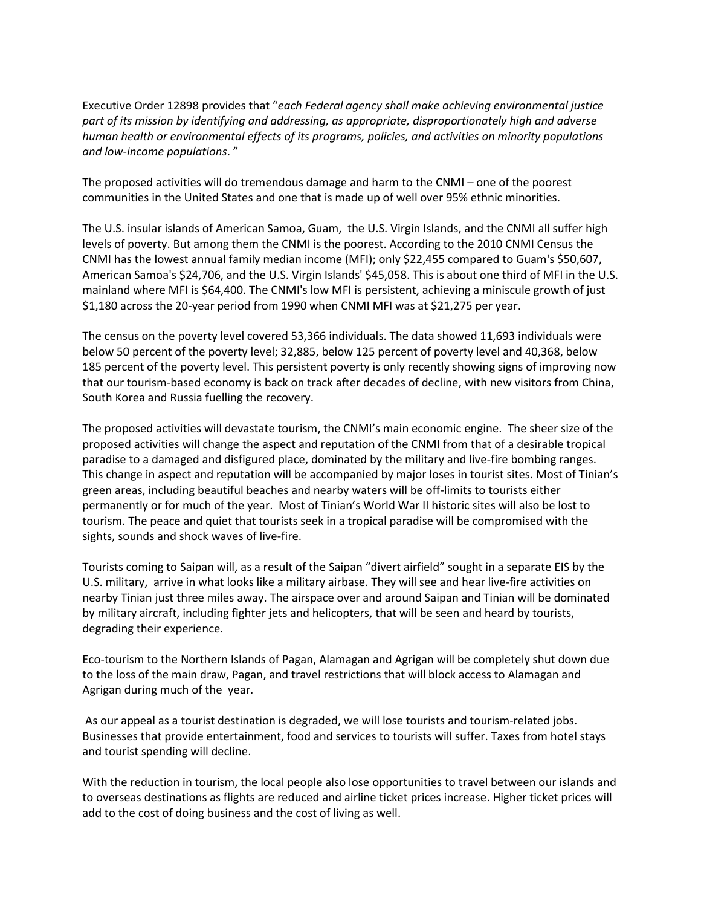Executive Order 12898 provides that "*each Federal agency shall make achieving environmental justice part of its mission by identifying and addressing, as appropriate, disproportionately high and adverse human health or environmental effects of its programs, policies, and activities on minority populations and low-income populations*. "

The proposed activities will do tremendous damage and harm to the CNMI – one of the poorest communities in the United States and one that is made up of well over 95% ethnic minorities.

The U.S. insular islands of American Samoa, Guam, the U.S. Virgin Islands, and the CNMI all suffer high levels of poverty. But among them the CNMI is the poorest. According to the 2010 CNMI Census the CNMI has the lowest annual family median income (MFI); only $22,455 compared to Guam's $50,607, American Samoa's $24,706, and the U.S. Virgin Islands' $45,058. This is about one third of MFI in the U.S. mainland where MFI is $64,400. The CNMI's low MFI is persistent, achieving a miniscule growth of just $1,180 across the 20-year period from 1990 when CNMI MFI was at $21,275 per year.

The census on the poverty level covered 53,366 individuals. The data showed 11,693 individuals were below 50 percent of the poverty level; 32,885, below 125 percent of poverty level and 40,368, below 185 percent of the poverty level. This persistent poverty is only recently showing signs of improving now that our tourism-based economy is back on track after decades of decline, with new visitors from China, South Korea and Russia fuelling the recovery.

The proposed activities will devastate tourism, the CNMI's main economic engine. The sheer size of the proposed activities will change the aspect and reputation of the CNMI from that of a desirable tropical paradise to a damaged and disfigured place, dominated by the military and live-fire bombing ranges. This change in aspect and reputation will be accompanied by major loses in tourist sites. Most of Tinian's green areas, including beautiful beaches and nearby waters will be off-limits to tourists either permanently or for much of the year. Most of Tinian's World War II historic sites will also be lost to tourism. The peace and quiet that tourists seek in a tropical paradise will be compromised with the sights, sounds and shock waves of live-fire.

Tourists coming to Saipan will, as a result of the Saipan "divert airfield" sought in a separate EIS by the U.S. military, arrive in what looks like a military airbase. They will see and hear live-fire activities on nearby Tinian just three miles away. The airspace over and around Saipan and Tinian will be dominated by military aircraft, including fighter jets and helicopters, that will be seen and heard by tourists, degrading their experience.

Eco-tourism to the Northern Islands of Pagan, Alamagan and Agrigan will be completely shut down due to the loss of the main draw, Pagan, and travel restrictions that will block access to Alamagan and Agrigan during much of the year.

As our appeal as a tourist destination is degraded, we will lose tourists and tourism-related jobs. Businesses that provide entertainment, food and services to tourists will suffer. Taxes from hotel stays and tourist spending will decline.

With the reduction in tourism, the local people also lose opportunities to travel between our islands and to overseas destinations as flights are reduced and airline ticket prices increase. Higher ticket prices will add to the cost of doing business and the cost of living as well.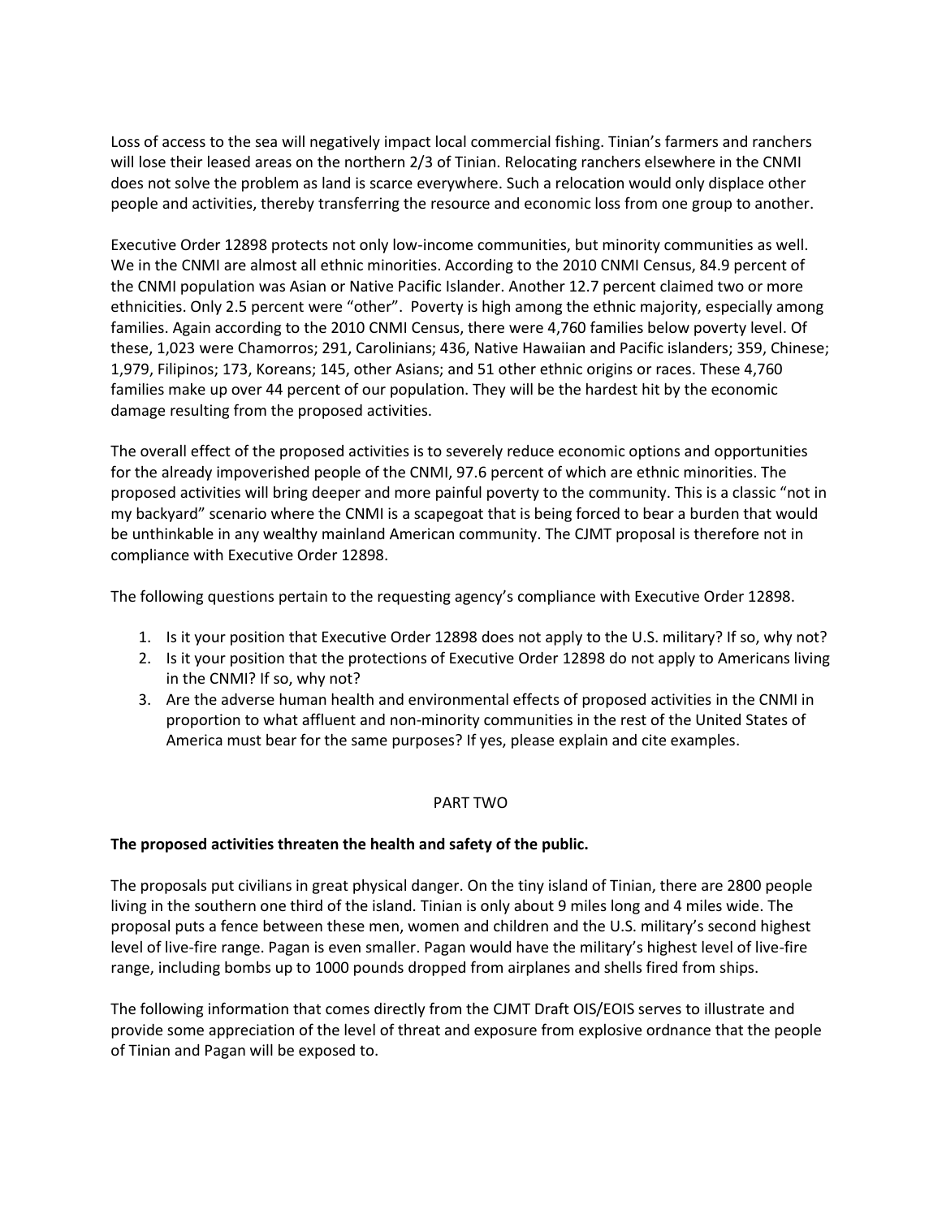Loss of access to the sea will negatively impact local commercial fishing. Tinian's farmers and ranchers will lose their leased areas on the northern 2/3 of Tinian. Relocating ranchers elsewhere in the CNMI does not solve the problem as land is scarce everywhere. Such a relocation would only displace other people and activities, thereby transferring the resource and economic loss from one group to another.

Executive Order 12898 protects not only low-income communities, but minority communities as well. We in the CNMI are almost all ethnic minorities. According to the 2010 CNMI Census, 84.9 percent of the CNMI population was Asian or Native Pacific Islander. Another 12.7 percent claimed two or more ethnicities. Only 2.5 percent were "other". Poverty is high among the ethnic majority, especially among families. Again according to the 2010 CNMI Census, there were 4,760 families below poverty level. Of these, 1,023 were Chamorros; 291, Carolinians; 436, Native Hawaiian and Pacific islanders; 359, Chinese; 1,979, Filipinos; 173, Koreans; 145, other Asians; and 51 other ethnic origins or races. These 4,760 families make up over 44 percent of our population. They will be the hardest hit by the economic damage resulting from the proposed activities.

The overall effect of the proposed activities is to severely reduce economic options and opportunities for the already impoverished people of the CNMI, 97.6 percent of which are ethnic minorities. The proposed activities will bring deeper and more painful poverty to the community. This is a classic "not in my backyard" scenario where the CNMI is a scapegoat that is being forced to bear a burden that would be unthinkable in any wealthy mainland American community. The CJMT proposal is therefore not in compliance with Executive Order 12898.

The following questions pertain to the requesting agency's compliance with Executive Order 12898.

1. Is it your position that Executive Order 12898 does not apply to the U.S. military? If so, why not?
2. Is it your position that the protections of Executive Order 12898 do not apply to Americans living in the CNMI? If so, why not?
3. Are the adverse human health and environmental effects of proposed activities in the CNMI in proportion to what affluent and non-minority communities in the rest of the United States of America must bear for the same purposes? If yes, please explain and cite examples.

PART TWO

**The proposed activities threaten the health and safety of the public.**

The proposals put civilians in great physical danger. On the tiny island of Tinian, there are 2800 people living in the southern one third of the island. Tinian is only about 9 miles long and 4 miles wide. The proposal puts a fence between these men, women and children and the U.S. military's second highest level of live-fire range. Pagan is even smaller. Pagan would have the military's highest level of live-fire range, including bombs up to 1000 pounds dropped from airplanes and shells fired from ships.

The following information that comes directly from the CJMT Draft OIS/EOIS serves to illustrate and provide some appreciation of the level of threat and exposure from explosive ordnance that the people of Tinian and Pagan will be exposed to.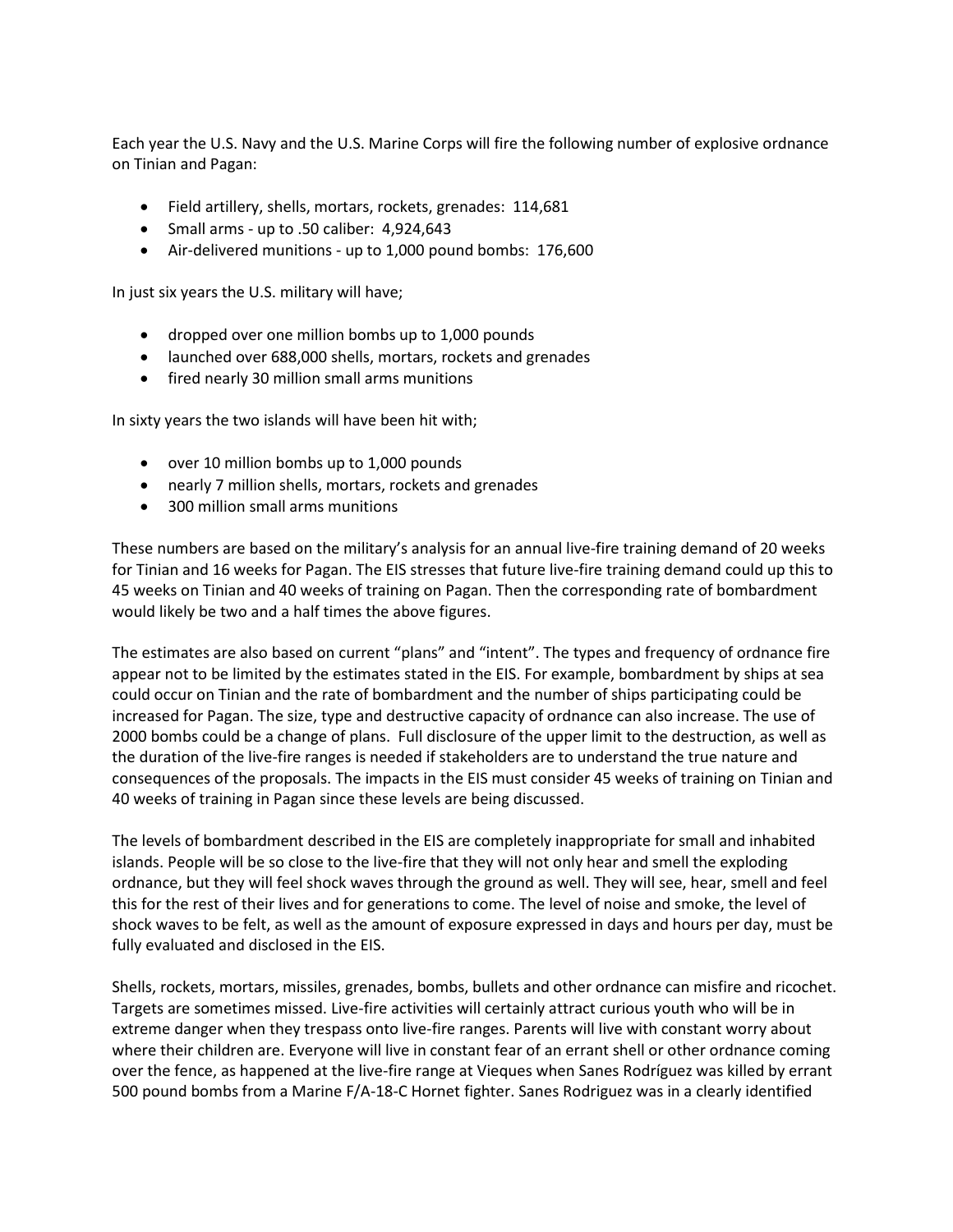Each year the U.S. Navy and the U.S. Marine Corps will fire the following number of explosive ordnance on Tinian and Pagan:

- Field artillery, shells, mortars, rockets, grenades: 114,681
- Small arms - up to .50 caliber: 4,924,643
- Air-delivered munitions - up to 1,000 pound bombs: 176,600

In just six years the U.S. military will have;

- dropped over one million bombs up to 1,000 pounds
- launched over 688,000 shells, mortars, rockets and grenades
- fired nearly 30 million small arms munitions

In sixty years the two islands will have been hit with;

- over 10 million bombs up to 1,000 pounds
- nearly 7 million shells, mortars, rockets and grenades
- 300 million small arms munitions

These numbers are based on the military's analysis for an annual live-fire training demand of 20 weeks for Tinian and 16 weeks for Pagan. The EIS stresses that future live-fire training demand could up this to 45 weeks on Tinian and 40 weeks of training on Pagan. Then the corresponding rate of bombardment would likely be two and a half times the above figures.

The estimates are also based on current "plans" and "intent". The types and frequency of ordnance fire appear not to be limited by the estimates stated in the EIS. For example, bombardment by ships at sea could occur on Tinian and the rate of bombardment and the number of ships participating could be increased for Pagan. The size, type and destructive capacity of ordnance can also increase. The use of 2000 bombs could be a change of plans. Full disclosure of the upper limit to the destruction, as well as the duration of the live-fire ranges is needed if stakeholders are to understand the true nature and consequences of the proposals. The impacts in the EIS must consider 45 weeks of training on Tinian and 40 weeks of training in Pagan since these levels are being discussed.

The levels of bombardment described in the EIS are completely inappropriate for small and inhabited islands. People will be so close to the live-fire that they will not only hear and smell the exploding ordnance, but they will feel shock waves through the ground as well. They will see, hear, smell and feel this for the rest of their lives and for generations to come. The level of noise and smoke, the level of shock waves to be felt, as well as the amount of exposure expressed in days and hours per day, must be fully evaluated and disclosed in the EIS.

Shells, rockets, mortars, missiles, grenades, bombs, bullets and other ordnance can misfire and ricochet. Targets are sometimes missed. Live-fire activities will certainly attract curious youth who will be in extreme danger when they trespass onto live-fire ranges. Parents will live with constant worry about where their children are. Everyone will live in constant fear of an errant shell or other ordnance coming over the fence, as happened at the live-fire range at Vieques when Sanes Rodríguez was killed by errant 500 pound bombs from a Marine F/A-18-C Hornet fighter. Sanes Rodriguez was in a clearly identified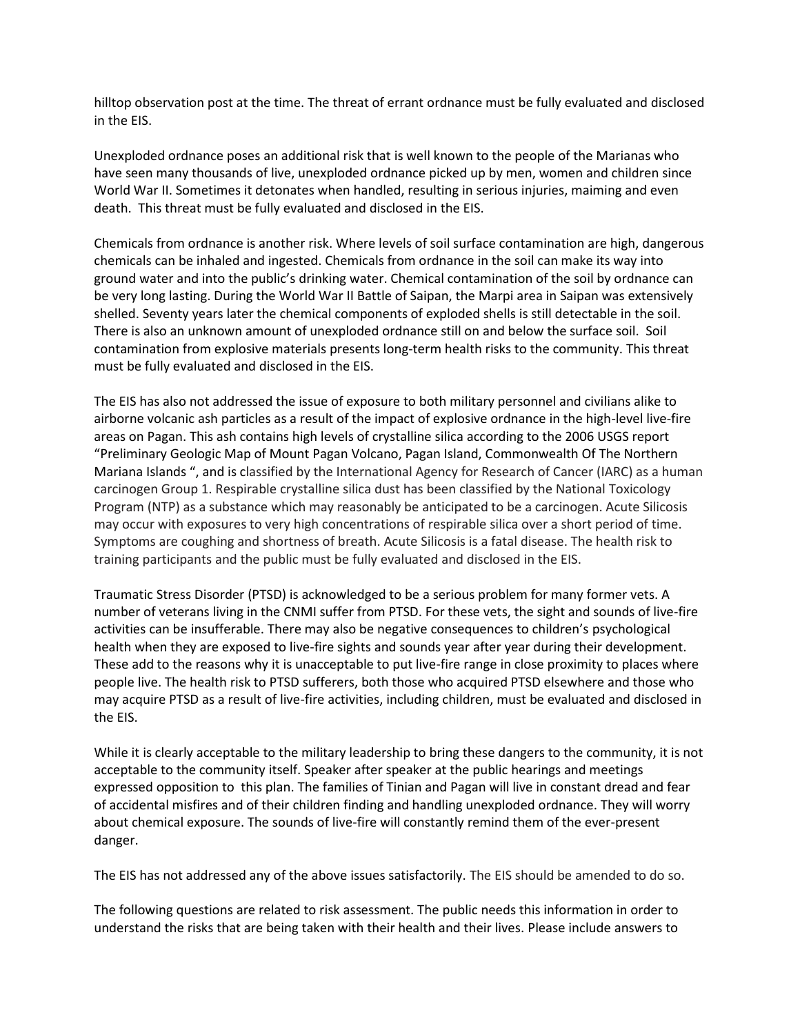hilltop observation post at the time. The threat of errant ordnance must be fully evaluated and disclosed in the EIS.

Unexploded ordnance poses an additional risk that is well known to the people of the Marianas who have seen many thousands of live, unexploded ordnance picked up by men, women and children since World War II. Sometimes it detonates when handled, resulting in serious injuries, maiming and even death. This threat must be fully evaluated and disclosed in the EIS.

Chemicals from ordnance is another risk. Where levels of soil surface contamination are high, dangerous chemicals can be inhaled and ingested. Chemicals from ordnance in the soil can make its way into ground water and into the public's drinking water. Chemical contamination of the soil by ordnance can be very long lasting. During the World War II Battle of Saipan, the Marpi area in Saipan was extensively shelled. Seventy years later the chemical components of exploded shells is still detectable in the soil. There is also an unknown amount of unexploded ordnance still on and below the surface soil. Soil contamination from explosive materials presents long-term health risks to the community. This threat must be fully evaluated and disclosed in the EIS.

The EIS has also not addressed the issue of exposure to both military personnel and civilians alike to airborne volcanic ash particles as a result of the impact of explosive ordnance in the high-level live-fire areas on Pagan. This ash contains high levels of crystalline silica according to the 2006 USGS report "Preliminary Geologic Map of Mount Pagan Volcano, Pagan Island, Commonwealth Of The Northern Mariana Islands ", and is classified by the International Agency for Research of Cancer (IARC) as a human carcinogen Group 1. Respirable crystalline silica dust has been classified by the National Toxicology Program (NTP) as a substance which may reasonably be anticipated to be a carcinogen. Acute Silicosis may occur with exposures to very high concentrations of respirable silica over a short period of time. Symptoms are coughing and shortness of breath. Acute Silicosis is a fatal disease. The health risk to training participants and the public must be fully evaluated and disclosed in the EIS.

Traumatic Stress Disorder (PTSD) is acknowledged to be a serious problem for many former vets. A number of veterans living in the CNMI suffer from PTSD. For these vets, the sight and sounds of live-fire activities can be insufferable. There may also be negative consequences to children's psychological health when they are exposed to live-fire sights and sounds year after year during their development. These add to the reasons why it is unacceptable to put live-fire range in close proximity to places where people live. The health risk to PTSD sufferers, both those who acquired PTSD elsewhere and those who may acquire PTSD as a result of live-fire activities, including children, must be evaluated and disclosed in the EIS.

While it is clearly acceptable to the military leadership to bring these dangers to the community, it is not acceptable to the community itself. Speaker after speaker at the public hearings and meetings expressed opposition to this plan. The families of Tinian and Pagan will live in constant dread and fear of accidental misfires and of their children finding and handling unexploded ordnance. They will worry about chemical exposure. The sounds of live-fire will constantly remind them of the ever-present danger.

The EIS has not addressed any of the above issues satisfactorily. The EIS should be amended to do so.

The following questions are related to risk assessment. The public needs this information in order to understand the risks that are being taken with their health and their lives. Please include answers to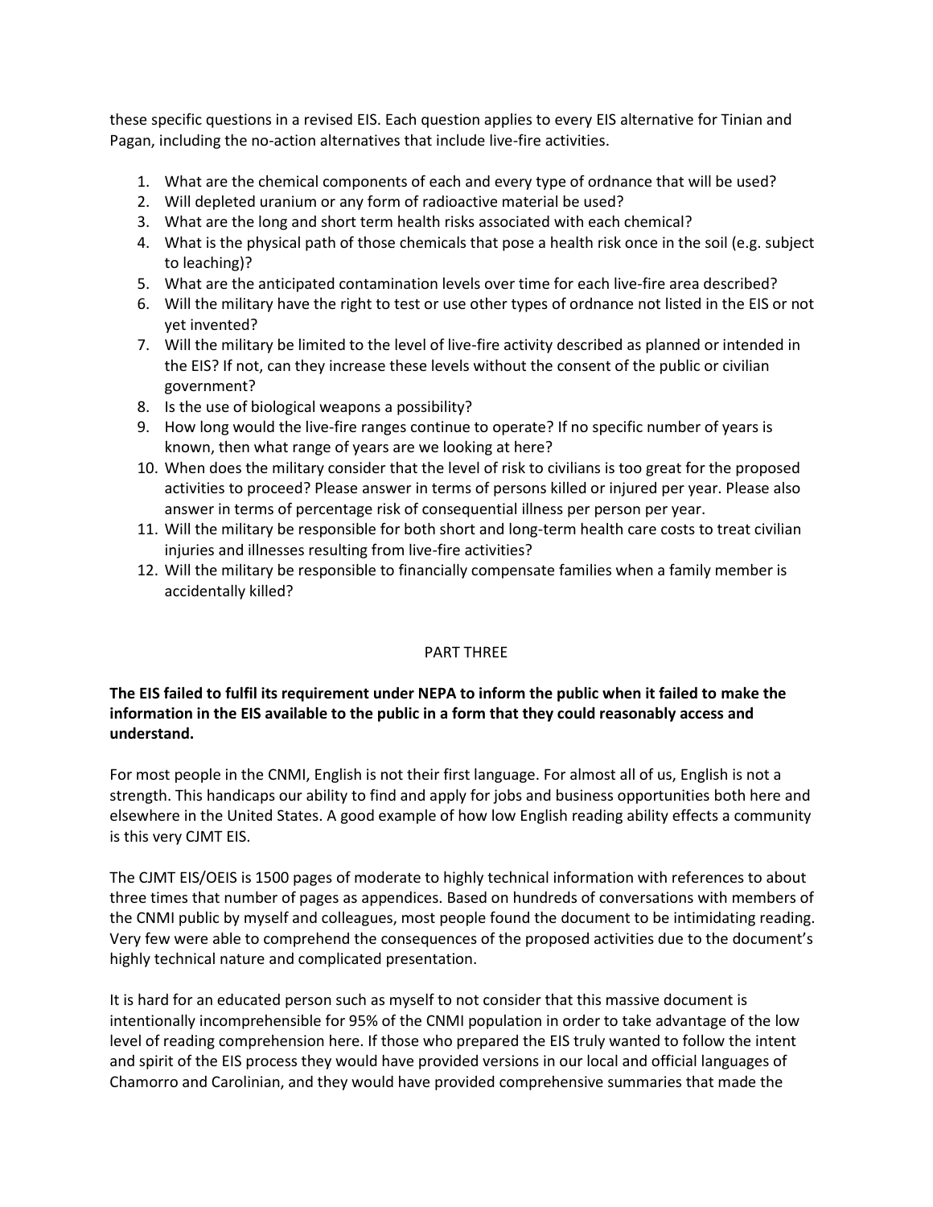these specific questions in a revised EIS. Each question applies to every EIS alternative for Tinian and Pagan, including the no-action alternatives that include live-fire activities.

1. What are the chemical components of each and every type of ordnance that will be used?
2. Will depleted uranium or any form of radioactive material be used?
3. What are the long and short term health risks associated with each chemical?
4. What is the physical path of those chemicals that pose a health risk once in the soil (e.g. subject to leaching)?
5. What are the anticipated contamination levels over time for each live-fire area described?
6. Will the military have the right to test or use other types of ordnance not listed in the EIS or not yet invented?
7. Will the military be limited to the level of live-fire activity described as planned or intended in the EIS? If not, can they increase these levels without the consent of the public or civilian government?
8. Is the use of biological weapons a possibility?
9. How long would the live-fire ranges continue to operate? If no specific number of years is known, then what range of years are we looking at here?
10. When does the military consider that the level of risk to civilians is too great for the proposed activities to proceed? Please answer in terms of persons killed or injured per year. Please also answer in terms of percentage risk of consequential illness per person per year.
11. Will the military be responsible for both short and long-term health care costs to treat civilian injuries and illnesses resulting from live-fire activities?
12. Will the military be responsible to financially compensate families when a family member is accidentally killed?

## PART THREE

**The EIS failed to fulfil its requirement under NEPA to inform the public when it failed to make the information in the EIS available to the public in a form that they could reasonably access and understand.**

For most people in the CNMI, English is not their first language. For almost all of us, English is not a strength. This handicaps our ability to find and apply for jobs and business opportunities both here and elsewhere in the United States. A good example of how low English reading ability effects a community is this very CJMT EIS.

The CJMT EIS/OEIS is 1500 pages of moderate to highly technical information with references to about three times that number of pages as appendices. Based on hundreds of conversations with members of the CNMI public by myself and colleagues, most people found the document to be intimidating reading. Very few were able to comprehend the consequences of the proposed activities due to the document's highly technical nature and complicated presentation.

It is hard for an educated person such as myself to not consider that this massive document is intentionally incomprehensible for 95% of the CNMI population in order to take advantage of the low level of reading comprehension here. If those who prepared the EIS truly wanted to follow the intent and spirit of the EIS process they would have provided versions in our local and official languages of Chamorro and Carolinian, and they would have provided comprehensive summaries that made the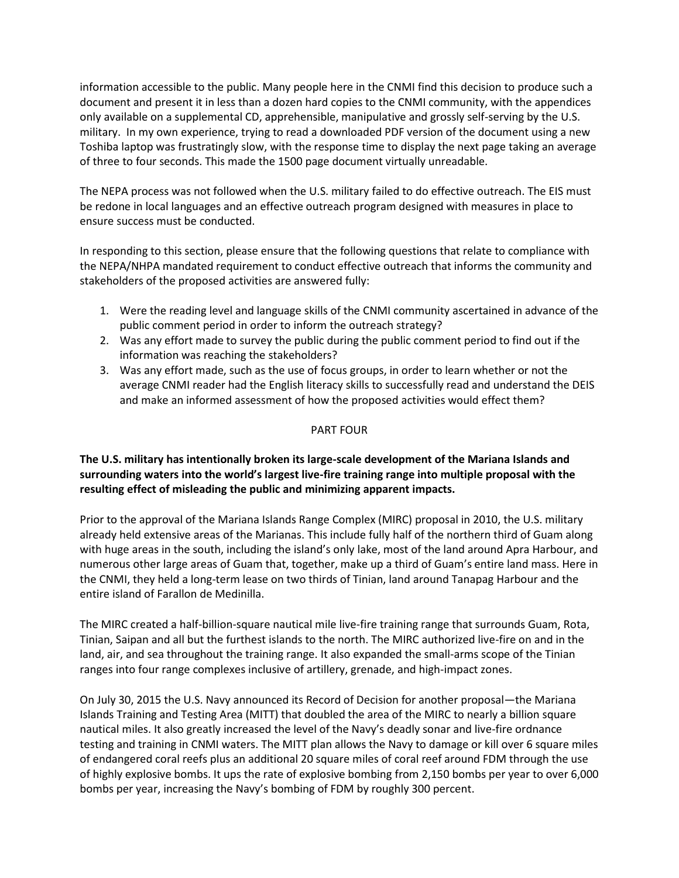information accessible to the public. Many people here in the CNMI find this decision to produce such a document and present it in less than a dozen hard copies to the CNMI community, with the appendices only available on a supplemental CD, apprehensible, manipulative and grossly self-serving by the U.S. military. In my own experience, trying to read a downloaded PDF version of the document using a new Toshiba laptop was frustratingly slow, with the response time to display the next page taking an average of three to four seconds. This made the 1500 page document virtually unreadable.

The NEPA process was not followed when the U.S. military failed to do effective outreach. The EIS must be redone in local languages and an effective outreach program designed with measures in place to ensure success must be conducted.

In responding to this section, please ensure that the following questions that relate to compliance with the NEPA/NHPA mandated requirement to conduct effective outreach that informs the community and stakeholders of the proposed activities are answered fully:

1. Were the reading level and language skills of the CNMI community ascertained in advance of the public comment period in order to inform the outreach strategy?
2. Was any effort made to survey the public during the public comment period to find out if the information was reaching the stakeholders?
3. Was any effort made, such as the use of focus groups, in order to learn whether or not the average CNMI reader had the English literacy skills to successfully read and understand the DEIS and make an informed assessment of how the proposed activities would effect them?

## PART FOUR

**The U.S. military has intentionally broken its large-scale development of the Mariana Islands and surrounding waters into the world's largest live-fire training range into multiple proposal with the resulting effect of misleading the public and minimizing apparent impacts.**

Prior to the approval of the Mariana Islands Range Complex (MIRC) proposal in 2010, the U.S. military already held extensive areas of the Marianas. This include fully half of the northern third of Guam along with huge areas in the south, including the island's only lake, most of the land around Apra Harbour, and numerous other large areas of Guam that, together, make up a third of Guam's entire land mass. Here in the CNMI, they held a long-term lease on two thirds of Tinian, land around Tanapag Harbour and the entire island of Farallon de Medinilla.

The MIRC created a half-billion-square nautical mile live-fire training range that surrounds Guam, Rota, Tinian, Saipan and all but the furthest islands to the north. The MIRC authorized live-fire on and in the land, air, and sea throughout the training range. It also expanded the small-arms scope of the Tinian ranges into four range complexes inclusive of artillery, grenade, and high-impact zones.

On July 30, 2015 the U.S. Navy announced its Record of Decision for another proposal—the Mariana Islands Training and Testing Area (MITT) that doubled the area of the MIRC to nearly a billion square nautical miles. It also greatly increased the level of the Navy's deadly sonar and live-fire ordnance testing and training in CNMI waters. The MITT plan allows the Navy to damage or kill over 6 square miles of endangered coral reefs plus an additional 20 square miles of coral reef around FDM through the use of highly explosive bombs. It ups the rate of explosive bombing from 2,150 bombs per year to over 6,000 bombs per year, increasing the Navy's bombing of FDM by roughly 300 percent.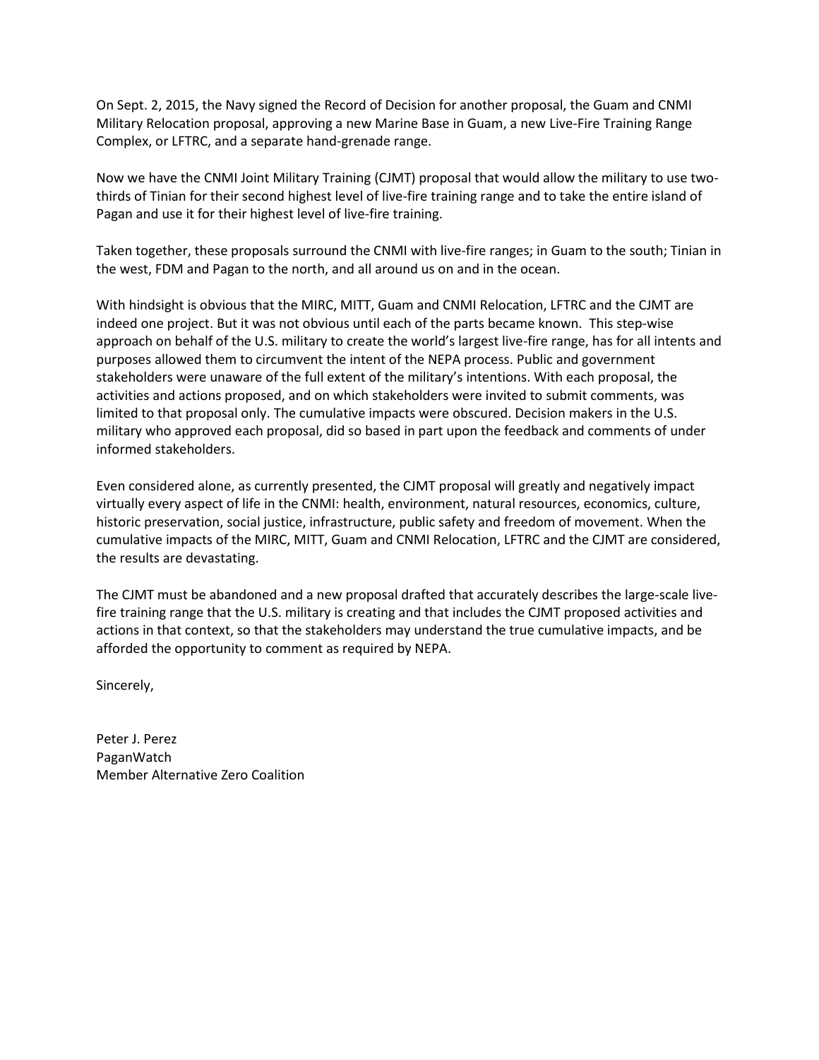On Sept. 2, 2015, the Navy signed the Record of Decision for another proposal, the Guam and CNMI Military Relocation proposal, approving a new Marine Base in Guam, a new Live-Fire Training Range Complex, or LFTRC, and a separate hand-grenade range.

Now we have the CNMI Joint Military Training (CJMT) proposal that would allow the military to use two-thirds of Tinian for their second highest level of live-fire training range and to take the entire island of Pagan and use it for their highest level of live-fire training.

Taken together, these proposals surround the CNMI with live-fire ranges; in Guam to the south; Tinian in the west, FDM and Pagan to the north, and all around us on and in the ocean.

With hindsight is obvious that the MIRC, MITT, Guam and CNMI Relocation, LFTRC and the CJMT are indeed one project. But it was not obvious until each of the parts became known. This step-wise approach on behalf of the U.S. military to create the world's largest live-fire range, has for all intents and purposes allowed them to circumvent the intent of the NEPA process. Public and government stakeholders were unaware of the full extent of the military's intentions. With each proposal, the activities and actions proposed, and on which stakeholders were invited to submit comments, was limited to that proposal only. The cumulative impacts were obscured. Decision makers in the U.S. military who approved each proposal, did so based in part upon the feedback and comments of under informed stakeholders.

Even considered alone, as currently presented, the CJMT proposal will greatly and negatively impact virtually every aspect of life in the CNMI: health, environment, natural resources, economics, culture, historic preservation, social justice, infrastructure, public safety and freedom of movement. When the cumulative impacts of the MIRC, MITT, Guam and CNMI Relocation, LFTRC and the CJMT are considered, the results are devastating.

The CJMT must be abandoned and a new proposal drafted that accurately describes the large-scale live-fire training range that the U.S. military is creating and that includes the CJMT proposed activities and actions in that context, so that the stakeholders may understand the true cumulative impacts, and be afforded the opportunity to comment as required by NEPA.

Sincerely,

Peter J. Perez
PaganWatch
Member Alternative Zero Coalition